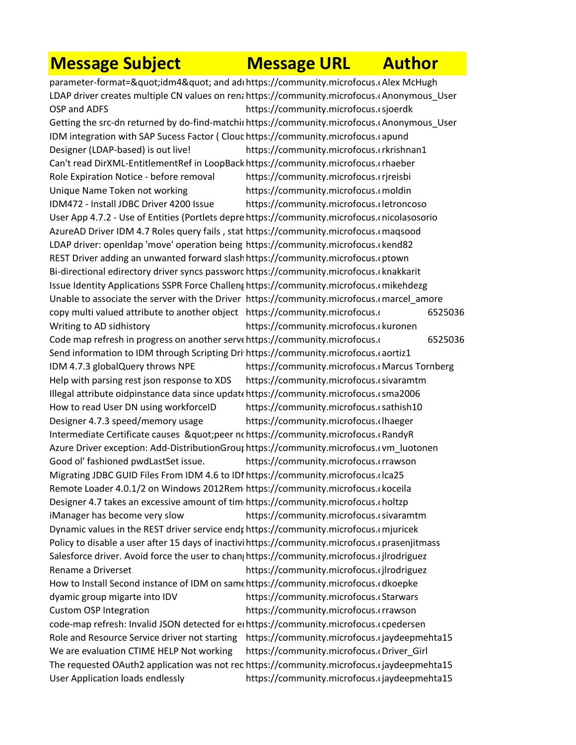| Message Subject | Message URL | Author |
|---|---|---|
| parameter-format=&quot;idm4&quot; and adı | https://community.microfocus.c | Alex McHugh |
| LDAP driver creates multiple CN values on rena | https://community.microfocus.c | Anonymous_User |
| OSP and ADFS | https://community.microfocus.c | sjoerdk |
| Getting the src-dn returned by do-find-matchir | https://community.microfocus.c | Anonymous_User |
| IDM integration with SAP Sucess Factor ( Clouc | https://community.microfocus.c | apund |
| Designer (LDAP-based) is out live! | https://community.microfocus.c | rkrishnan1 |
| Can't read DirXML-EntitlementRef in LoopBack | https://community.microfocus.c | rhaeber |
| Role Expiration Notice - before removal | https://community.microfocus.c | rjreisbi |
| Unique Name Token not working | https://community.microfocus.c | moldin |
| IDM472 - Install JDBC Driver 4200 Issue | https://community.microfocus.c | letroncoso |
| User App 4.7.2 - Use of Entities (Portlets depre | https://community.microfocus.c | nicolasosorio |
| AzureAD Driver IDM 4.7 Roles query fails , stat | https://community.microfocus.c | maqsood |
| LDAP driver: openldap 'move' operation being | https://community.microfocus.c | kend82 |
| REST Driver adding an unwanted forward slash | https://community.microfocus.c | ptown |
| Bi-directional edirectory driver syncs passworc | https://community.microfocus.c | knakkarit |
| Issue Identity Applications SSPR Force Challeng | https://community.microfocus.c | mikehdezg |
| Unable to associate the server with the Driver | https://community.microfocus.c | marcel_amore |
| copy multi valued attribute to another object | https://community.microfocus.c | 6525036 |
| Writing to AD sidhistory | https://community.microfocus.c | kuronen |
| Code map refresh in progress on another serve | https://community.microfocus.c | 6525036 |
| Send information to IDM through Scripting Dri | https://community.microfocus.c | aortiz1 |
| IDM 4.7.3 globalQuery throws NPE | https://community.microfocus.c | Marcus Tornberg |
| Help with parsing rest json response to XDS | https://community.microfocus.c | sivaramtm |
| Illegal attribute oidpinstance data since update | https://community.microfocus.c | sma2006 |
| How to read User DN using workforceID | https://community.microfocus.c | sathish10 |
| Designer 4.7.3 speed/memory usage | https://community.microfocus.c | lhaeger |
| Intermediate Certificate causes &quot;peer nc | https://community.microfocus.c | RandyR |
| Azure Driver exception: Add-DistributionGrouı | https://community.microfocus.c | vm_luotonen |
| Good ol' fashioned pwdLastSet issue. | https://community.microfocus.c | rrawson |
| Migrating JDBC GUID Files From IDM 4.6 to IDI | https://community.microfocus.c | lca25 |
| Remote Loader 4.0.1/2 on Windows 2012Rem | https://community.microfocus.c | koceila |
| Designer 4.7 takes an excessive amount of tim | https://community.microfocus.c | holtzp |
| iManager has become very slow | https://community.microfocus.c | sivaramtm |
| Dynamic values in the REST driver service endı | https://community.microfocus.c | mjuricek |
| Policy to disable a user after 15 days of inactivi | https://community.microfocus.c | prasenjitmass |
| Salesforce driver. Avoid force the user to chanı | https://community.microfocus.c | jlrodriguez |
| Rename a Driverset | https://community.microfocus.c | jlrodriguez |
| How to Install Second instance of IDM on same | https://community.microfocus.c | dkoepke |
| dyamic group migarte into IDV | https://community.microfocus.c | Starwars |
| Custom OSP Integration | https://community.microfocus.c | rrawson |
| code-map refresh: Invalid JSON detected for eı | https://community.microfocus.c | cpedersen |
| Role and Resource Service driver not starting | https://community.microfocus.c | jaydeepmehta15 |
| We are evaluation CTIME HELP Not working | https://community.microfocus.c | Driver_Girl |
| The requested OAuth2 application was not rec | https://community.microfocus.c | jaydeepmehta15 |
| User Application loads endlessly | https://community.microfocus.c | jaydeepmehta15 |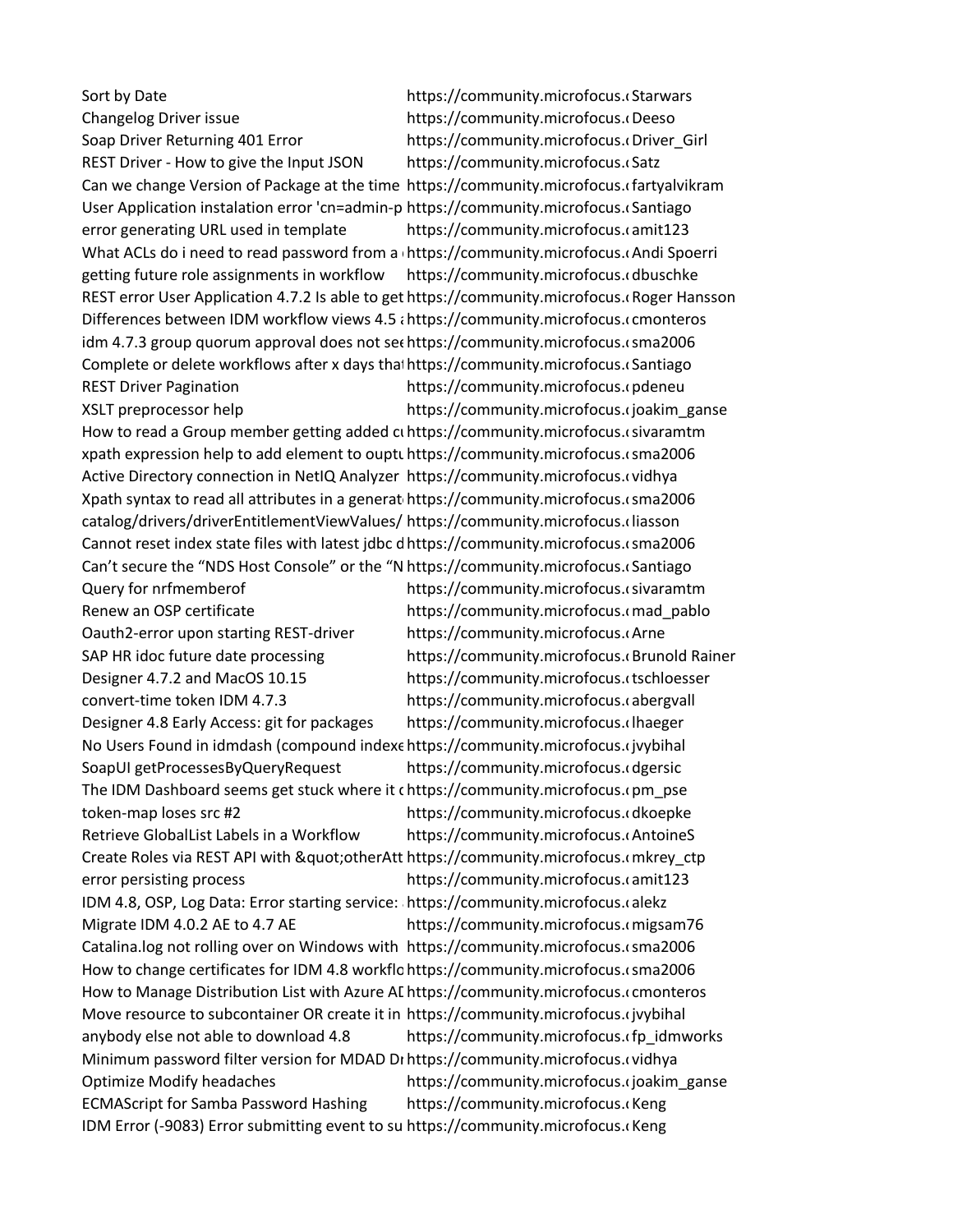| | | |
|---|---|---|
| Sort by Date | https://community.microfocus.c | Starwars |
| Changelog Driver issue | https://community.microfocus.c | Deeso |
| Soap Driver Returning 401 Error | https://community.microfocus.c | Driver_Girl |
| REST Driver - How to give the Input JSON | https://community.microfocus.c | Satz |
| Can we change Version of Package at the time | https://community.microfocus.c | fartyalvikram |
| User Application instalation error 'cn=admin-p | https://community.microfocus.c | Santiago |
| error generating URL used in template | https://community.microfocus.c | amit123 |
| What ACLs do i need to read password from a | https://community.microfocus.c | Andi Spoerri |
| getting future role assignments in workflow | https://community.microfocus.c | dbuschke |
| REST error User Application 4.7.2 Is able to get | https://community.microfocus.c | Roger Hansson |
| Differences between IDM workflow views 4.5 a | https://community.microfocus.c | cmonteros |
| idm 4.7.3 group quorum approval does not see | https://community.microfocus.c | sma2006 |
| Complete or delete workflows after x days that | https://community.microfocus.c | Santiago |
| REST Driver Pagination | https://community.microfocus.c | pdeneu |
| XSLT preprocessor help | https://community.microfocus.c | joakim_ganse |
| How to read a Group member getting added cu | https://community.microfocus.c | sivaramtm |
| xpath expression help to add element to ouptu | https://community.microfocus.c | sma2006 |
| Active Directory connection in NetIQ Analyzer | https://community.microfocus.c | vidhya |
| Xpath syntax to read all attributes in a generat | https://community.microfocus.c | sma2006 |
| catalog/drivers/driverEntitlementViewValues/ | https://community.microfocus.c | liasson |
| Cannot reset index state files with latest jdbc d | https://community.microfocus.c | sma2006 |
| Can't secure the "NDS Host Console" or the "N | https://community.microfocus.c | Santiago |
| Query for nrfmemberof | https://community.microfocus.c | sivaramtm |
| Renew an OSP certificate | https://community.microfocus.c | mad_pablo |
| Oauth2-error upon starting REST-driver | https://community.microfocus.c | Arne |
| SAP HR idoc future date processing | https://community.microfocus.c | Brunold Rainer |
| Designer 4.7.2 and MacOS 10.15 | https://community.microfocus.c | tschloesser |
| convert-time token IDM 4.7.3 | https://community.microfocus.c | abergvall |
| Designer 4.8 Early Access: git for packages | https://community.microfocus.c | lhaeger |
| No Users Found in idmdash (compound indexe | https://community.microfocus.c | jvybihal |
| SoapUI getProcessesByQueryRequest | https://community.microfocus.c | dgersic |
| The IDM Dashboard seems get stuck where it c | https://community.microfocus.c | pm_pse |
| token-map loses src #2 | https://community.microfocus.c | dkoepke |
| Retrieve GlobalList Labels in a Workflow | https://community.microfocus.c | AntoineS |
| Create Roles via REST API with &quot;otherAtt | https://community.microfocus.c | mkrey_ctp |
| error persisting process | https://community.microfocus.c | amit123 |
| IDM 4.8, OSP, Log Data: Error starting service: | https://community.microfocus.c | alekz |
| Migrate IDM 4.0.2 AE to 4.7 AE | https://community.microfocus.c | migsam76 |
| Catalina.log not rolling over on Windows with | https://community.microfocus.c | sma2006 |
| How to change certificates for IDM 4.8 workflo | https://community.microfocus.c | sma2006 |
| How to Manage Distribution List with Azure AD | https://community.microfocus.c | cmonteros |
| Move resource to subcontainer OR create it in | https://community.microfocus.c | jvybihal |
| anybody else not able to download 4.8 | https://community.microfocus.c | fp_idmworks |
| Minimum password filter version for MDAD Dr | https://community.microfocus.c | vidhya |
| Optimize Modify headaches | https://community.microfocus.c | joakim_ganse |
| ECMAScript for Samba Password Hashing | https://community.microfocus.c | Keng |
| IDM Error (-9083) Error submitting event to su | https://community.microfocus.c | Keng |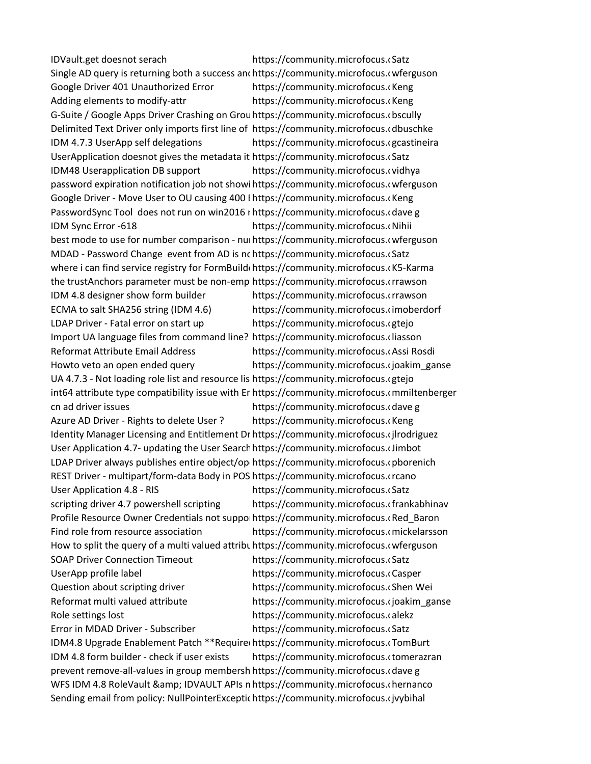| | | |
|---|---|---|
| IDVault.get doesnot serach | https://community.microfocus.( | Satz |
| Single AD query is returning both a success and | https://community.microfocus.( | wferguson |
| Google Driver 401 Unauthorized Error | https://community.microfocus.( | Keng |
| Adding elements to modify-attr | https://community.microfocus.( | Keng |
| G-Suite / Google Apps Driver Crashing on Grou | https://community.microfocus.( | bscully |
| Delimited Text Driver only imports first line of | https://community.microfocus.( | dbuschke |
| IDM 4.7.3 UserApp self delegations | https://community.microfocus.( | gcastineira |
| UserApplication doesnot gives the metadata it | https://community.microfocus.( | Satz |
| IDM48 Userapplication DB support | https://community.microfocus.( | vidhya |
| password expiration notification job not showi | https://community.microfocus.( | wferguson |
| Google Driver - Move User to OU causing 400 E | https://community.microfocus.( | Keng |
| PasswordSync Tool does not run on win2016 r | https://community.microfocus.( | dave g |
| IDM Sync Error -618 | https://community.microfocus.( | Nihii |
| best mode to use for number comparison - nu | https://community.microfocus.( | wferguson |
| MDAD - Password Change event from AD is no | https://community.microfocus.( | Satz |
| where i can find service registry for FormBuild | https://community.microfocus.( | K5-Karma |
| the trustAnchors parameter must be non-emp | https://community.microfocus.( | rrawson |
| IDM 4.8 designer show form builder | https://community.microfocus.( | rrawson |
| ECMA to salt SHA256 string (IDM 4.6) | https://community.microfocus.( | imoberdorf |
| LDAP Driver - Fatal error on start up | https://community.microfocus.( | gtejo |
| Import UA language files from command line? | https://community.microfocus.( | liasson |
| Reformat Attribute Email Address | https://community.microfocus.( | Assi Rosdi |
| Howto veto an open ended query | https://community.microfocus.( | joakim_ganse |
| UA 4.7.3 - Not loading role list and resource lis | https://community.microfocus.( | gtejo |
| int64 attribute type compatibility issue with Er | https://community.microfocus.( | mmiltenberger |
| cn ad driver issues | https://community.microfocus.( | dave g |
| Azure AD Driver - Rights to delete User ? | https://community.microfocus.( | Keng |
| Identity Manager Licensing and Entitlement Dr | https://community.microfocus.( | jlrodriguez |
| User Application 4.7- updating the User Search | https://community.microfocus.( | Jimbot |
| LDAP Driver always publishes entire object/op | https://community.microfocus.( | pborenich |
| REST Driver - multipart/form-data Body in POS | https://community.microfocus.( | rcano |
| User Application 4.8 - RIS | https://community.microfocus.( | Satz |
| scripting driver 4.7 powershell scripting | https://community.microfocus.( | frankabhinav |
| Profile Resource Owner Credentials not suppo | https://community.microfocus.( | Red_Baron |
| Find role from resource association | https://community.microfocus.( | mickelarsson |
| How to split the query of a multi valued attribu | https://community.microfocus.( | wferguson |
| SOAP Driver Connection Timeout | https://community.microfocus.( | Satz |
| UserApp profile label | https://community.microfocus.( | Casper |
| Question about scripting driver | https://community.microfocus.( | Shen Wei |
| Reformat multi valued attribute | https://community.microfocus.( | joakim_ganse |
| Role settings lost | https://community.microfocus.( | alekz |
| Error in MDAD Driver - Subscriber | https://community.microfocus.( | Satz |
| IDM4.8 Upgrade Enablement Patch **Require | https://community.microfocus.( | TomBurt |
| IDM 4.8 form builder - check if user exists | https://community.microfocus.( | tomerazran |
| prevent remove-all-values in group membersh | https://community.microfocus.( | dave g |
| WFS IDM 4.8 RoleVault &amp; IDVAULT APIs n | https://community.microfocus.( | hernanco |
| Sending email from policy: NullPointerExceptic | https://community.microfocus.( | jvybihal |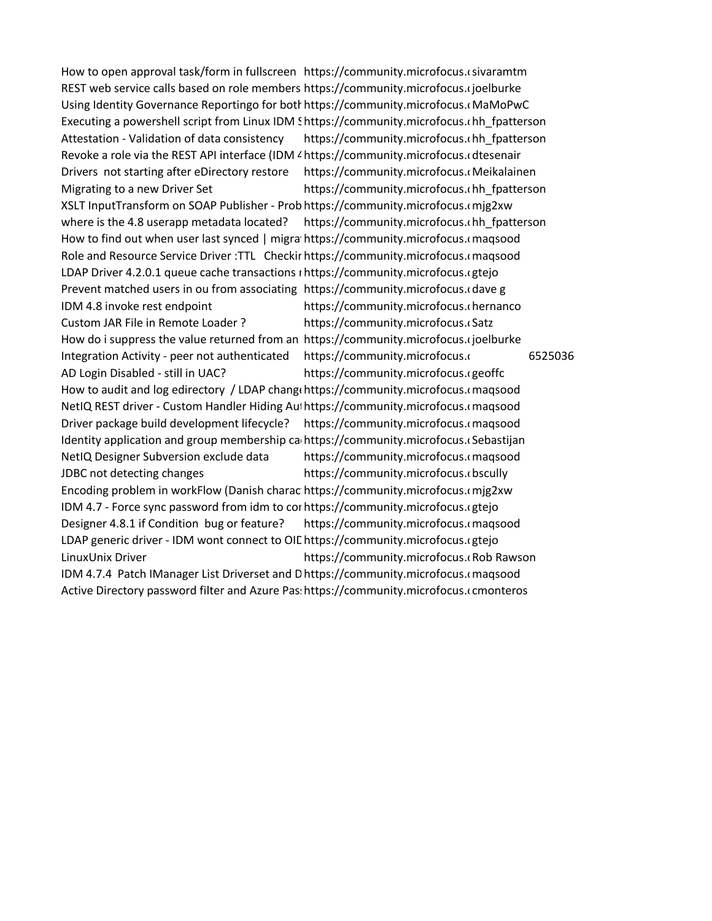| | | | |
|---|---|---|---|
| How to open approval task/form in fullscreen | https://community.microfocus.c | sivaramtm | |
| REST web service calls based on role members | https://community.microfocus.c | joelburke | |
| Using Identity Governance Reportingo for both | https://community.microfocus.c | MaMoPwC | |
| Executing a powershell script from Linux IDM S | https://community.microfocus.c | hh_fpatterson | |
| Attestation - Validation of data consistency | https://community.microfocus.c | hh_fpatterson | |
| Revoke a role via the REST API interface (IDM 4 | https://community.microfocus.c | dtesenair | |
| Drivers not starting after eDirectory restore | https://community.microfocus.c | Meikalainen | |
| Migrating to a new Driver Set | https://community.microfocus.c | hh_fpatterson | |
| XSLT InputTransform on SOAP Publisher - Prob | https://community.microfocus.c | mjg2xw | |
| where is the 4.8 userapp metadata located? | https://community.microfocus.c | hh_fpatterson | |
| How to find out when user last synced \| migra | https://community.microfocus.c | maqsood | |
| Role and Resource Service Driver :TTL Checkir | https://community.microfocus.c | maqsood | |
| LDAP Driver 4.2.0.1 queue cache transactions r | https://community.microfocus.c | gtejo | |
| Prevent matched users in ou from associating | https://community.microfocus.c | dave g | |
| IDM 4.8 invoke rest endpoint | https://community.microfocus.c | hernanco | |
| Custom JAR File in Remote Loader ? | https://community.microfocus.c | Satz | |
| How do i suppress the value returned from an | https://community.microfocus.c | joelburke | |
| Integration Activity - peer not authenticated | https://community.microfocus.c | | 6525036 |
| AD Login Disabled - still in UAC? | https://community.microfocus.c | geoffc | |
| How to audit and log edirectory / LDAP chang | https://community.microfocus.c | maqsood | |
| NetIQ REST driver - Custom Handler Hiding Aut | https://community.microfocus.c | maqsood | |
| Driver package build development lifecycle? | https://community.microfocus.c | maqsood | |
| Identity application and group membership ca | https://community.microfocus.c | Sebastijan | |
| NetIQ Designer Subversion exclude data | https://community.microfocus.c | maqsood | |
| JDBC not detecting changes | https://community.microfocus.c | bscully | |
| Encoding problem in workFlow (Danish charac | https://community.microfocus.c | mjg2xw | |
| IDM 4.7 - Force sync password from idm to cor | https://community.microfocus.c | gtejo | |
| Designer 4.8.1 if Condition bug or feature? | https://community.microfocus.c | maqsood | |
| LDAP generic driver - IDM wont connect to OID | https://community.microfocus.c | gtejo | |
| LinuxUnix Driver | https://community.microfocus.c | Rob Rawson | |
| IDM 4.7.4 Patch IManager List Driverset and D | https://community.microfocus.c | maqsood | |
| Active Directory password filter and Azure Pas | https://community.microfocus.c | cmonteros | |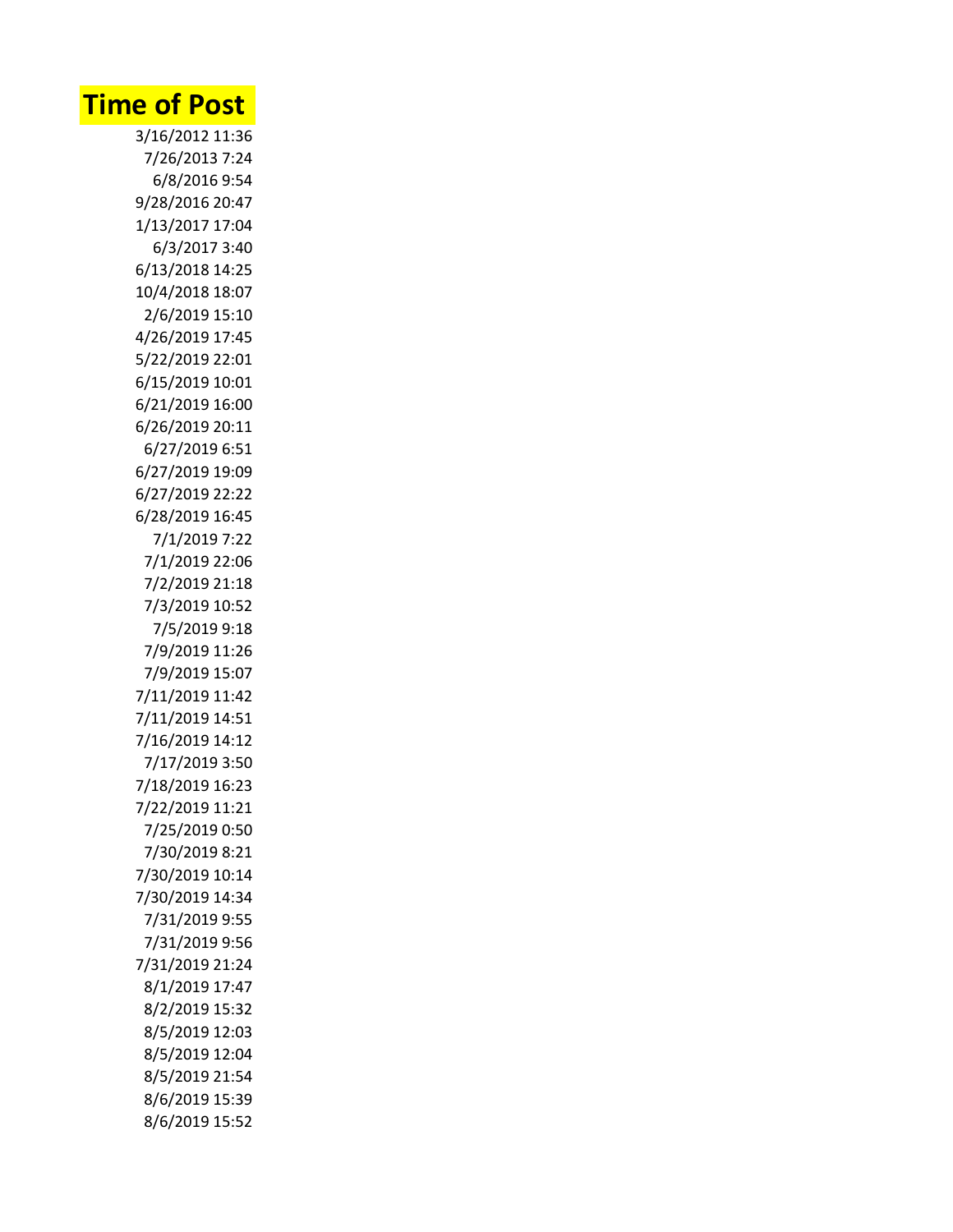| Time of Post |
| --- |
| 3/16/2012 11:36 |
| 7/26/2013 7:24 |
| 6/8/2016 9:54 |
| 9/28/2016 20:47 |
| 1/13/2017 17:04 |
| 6/3/2017 3:40 |
| 6/13/2018 14:25 |
| 10/4/2018 18:07 |
| 2/6/2019 15:10 |
| 4/26/2019 17:45 |
| 5/22/2019 22:01 |
| 6/15/2019 10:01 |
| 6/21/2019 16:00 |
| 6/26/2019 20:11 |
| 6/27/2019 6:51 |
| 6/27/2019 19:09 |
| 6/27/2019 22:22 |
| 6/28/2019 16:45 |
| 7/1/2019 7:22 |
| 7/1/2019 22:06 |
| 7/2/2019 21:18 |
| 7/3/2019 10:52 |
| 7/5/2019 9:18 |
| 7/9/2019 11:26 |
| 7/9/2019 15:07 |
| 7/11/2019 11:42 |
| 7/11/2019 14:51 |
| 7/16/2019 14:12 |
| 7/17/2019 3:50 |
| 7/18/2019 16:23 |
| 7/22/2019 11:21 |
| 7/25/2019 0:50 |
| 7/30/2019 8:21 |
| 7/30/2019 10:14 |
| 7/30/2019 14:34 |
| 7/31/2019 9:55 |
| 7/31/2019 9:56 |
| 7/31/2019 21:24 |
| 8/1/2019 17:47 |
| 8/2/2019 15:32 |
| 8/5/2019 12:03 |
| 8/5/2019 12:04 |
| 8/5/2019 21:54 |
| 8/6/2019 15:39 |
| 8/6/2019 15:52 |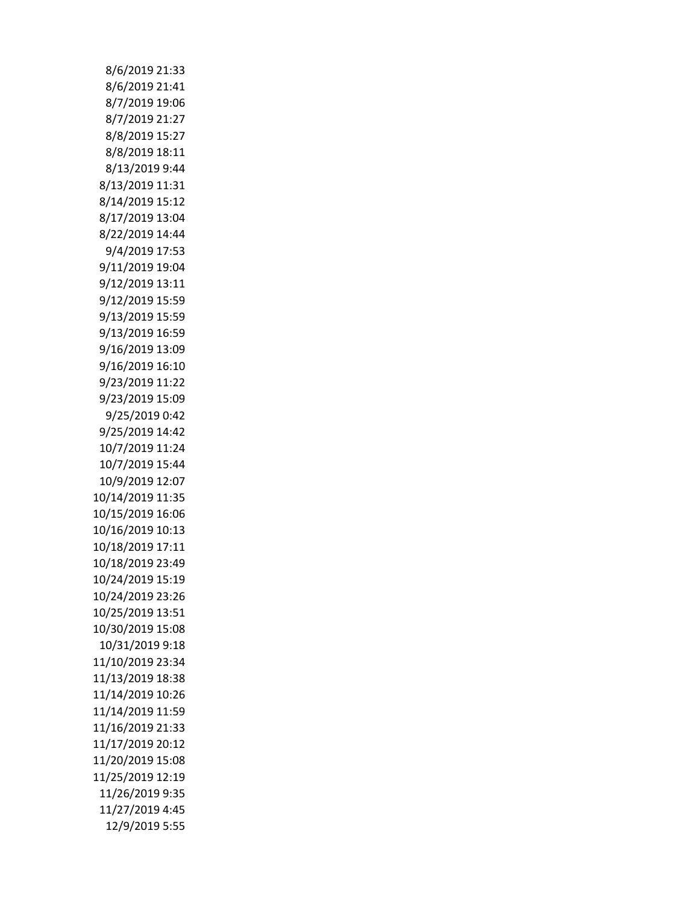8/6/2019 21:33
8/6/2019 21:41
8/7/2019 19:06
8/7/2019 21:27
8/8/2019 15:27
8/8/2019 18:11
8/13/2019 9:44
8/13/2019 11:31
8/14/2019 15:12
8/17/2019 13:04
8/22/2019 14:44
9/4/2019 17:53
9/11/2019 19:04
9/12/2019 13:11
9/12/2019 15:59
9/13/2019 15:59
9/13/2019 16:59
9/16/2019 13:09
9/16/2019 16:10
9/23/2019 11:22
9/23/2019 15:09
9/25/2019 0:42
9/25/2019 14:42
10/7/2019 11:24
10/7/2019 15:44
10/9/2019 12:07
10/14/2019 11:35
10/15/2019 16:06
10/16/2019 10:13
10/18/2019 17:11
10/18/2019 23:49
10/24/2019 15:19
10/24/2019 23:26
10/25/2019 13:51
10/30/2019 15:08
10/31/2019 9:18
11/10/2019 23:34
11/13/2019 18:38
11/14/2019 10:26
11/14/2019 11:59
11/16/2019 21:33
11/17/2019 20:12
11/20/2019 15:08
11/25/2019 12:19
11/26/2019 9:35
11/27/2019 4:45
12/9/2019 5:55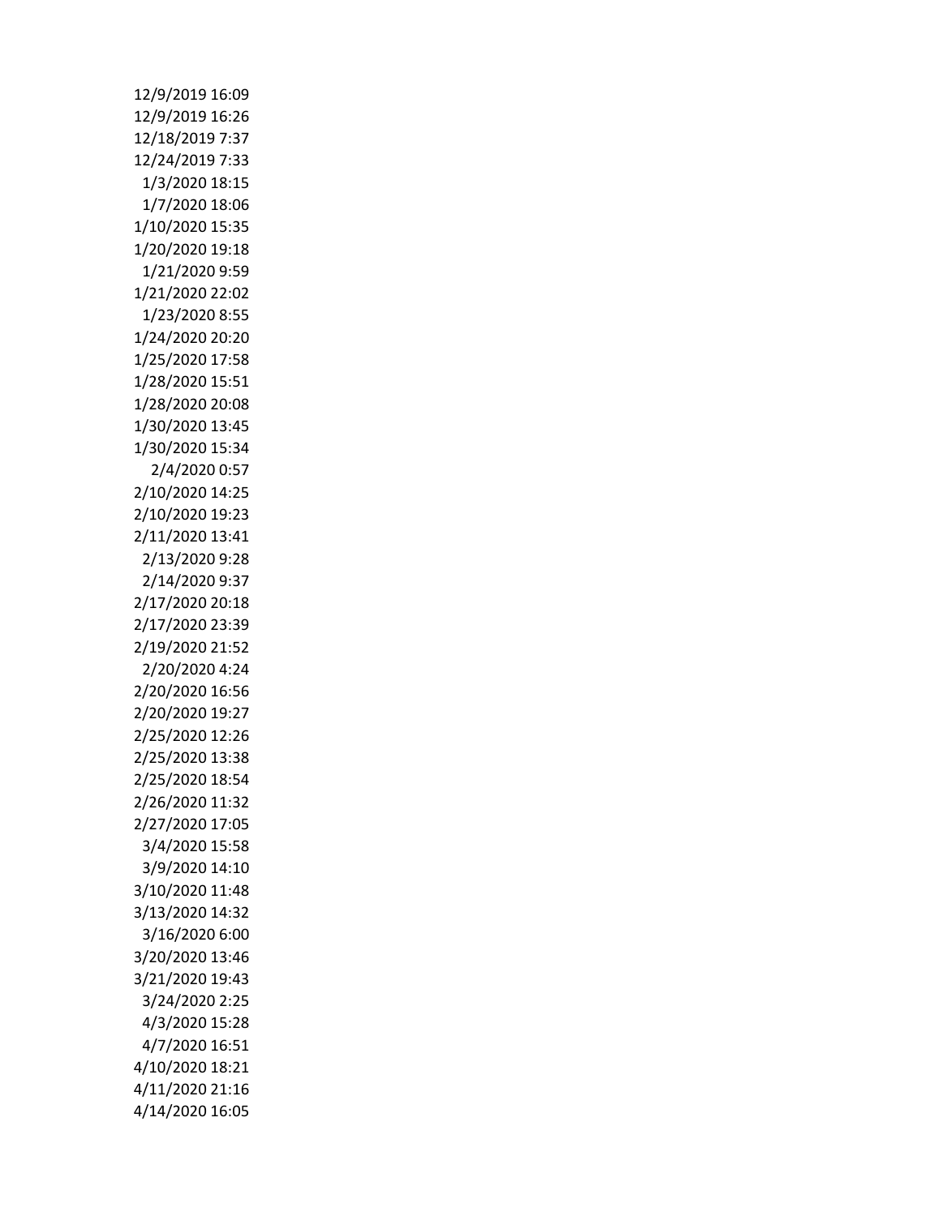12/9/2019 16:09
12/9/2019 16:26
12/18/2019 7:37
12/24/2019 7:33
1/3/2020 18:15
1/7/2020 18:06
1/10/2020 15:35
1/20/2020 19:18
1/21/2020 9:59
1/21/2020 22:02
1/23/2020 8:55
1/24/2020 20:20
1/25/2020 17:58
1/28/2020 15:51
1/28/2020 20:08
1/30/2020 13:45
1/30/2020 15:34
2/4/2020 0:57
2/10/2020 14:25
2/10/2020 19:23
2/11/2020 13:41
2/13/2020 9:28
2/14/2020 9:37
2/17/2020 20:18
2/17/2020 23:39
2/19/2020 21:52
2/20/2020 4:24
2/20/2020 16:56
2/20/2020 19:27
2/25/2020 12:26
2/25/2020 13:38
2/25/2020 18:54
2/26/2020 11:32
2/27/2020 17:05
3/4/2020 15:58
3/9/2020 14:10
3/10/2020 11:48
3/13/2020 14:32
3/16/2020 6:00
3/20/2020 13:46
3/21/2020 19:43
3/24/2020 2:25
4/3/2020 15:28
4/7/2020 16:51
4/10/2020 18:21
4/11/2020 21:16
4/14/2020 16:05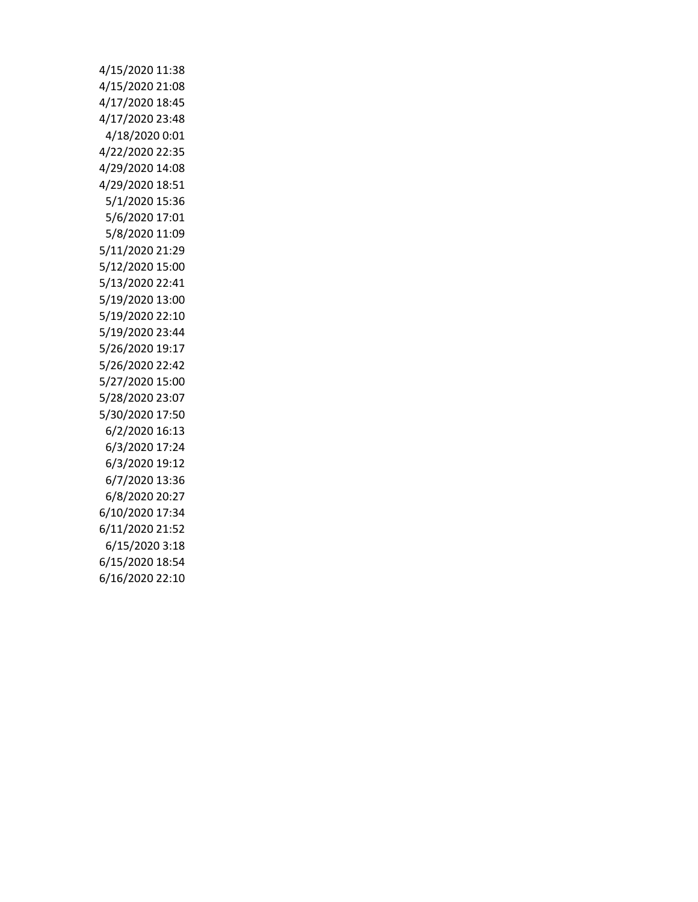4/15/2020 11:38
4/15/2020 21:08
4/17/2020 18:45
4/17/2020 23:48
4/18/2020 0:01
4/22/2020 22:35
4/29/2020 14:08
4/29/2020 18:51
5/1/2020 15:36
5/6/2020 17:01
5/8/2020 11:09
5/11/2020 21:29
5/12/2020 15:00
5/13/2020 22:41
5/19/2020 13:00
5/19/2020 22:10
5/19/2020 23:44
5/26/2020 19:17
5/26/2020 22:42
5/27/2020 15:00
5/28/2020 23:07
5/30/2020 17:50
6/2/2020 16:13
6/3/2020 17:24
6/3/2020 19:12
6/7/2020 13:36
6/8/2020 20:27
6/10/2020 17:34
6/11/2020 21:52
6/15/2020 3:18
6/15/2020 18:54
6/16/2020 22:10